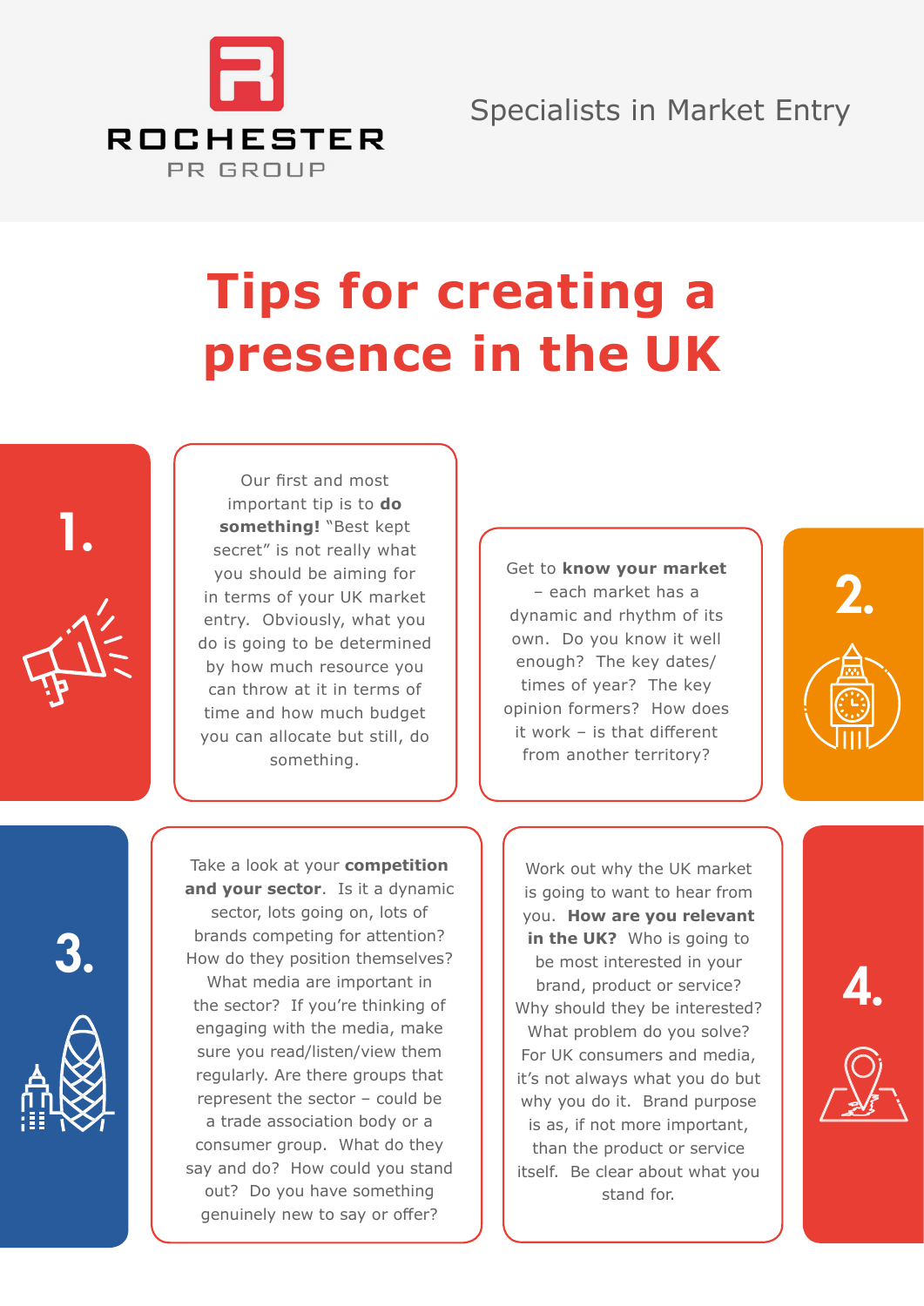ROCHESTER

PR GROUP

Specialists in Market Entry

# Tips for creating a presence in the UK

## 1.

Our first and most important tip is to **do something!** "Best kept secret" is not really what you should be aiming for in terms of your UK market entry. Obviously, what you do is going to be determined by how much resource you can throw at it in terms of time and how much budget you can allocate but still, do something.

## 2.

Get to **know your market** – each market has a dynamic and rhythm of its own. Do you know it well enough? The key dates/ times of year? The key opinion formers? How does it work – is that different from another territory?

## 3.

Take a look at your **competition and your sector**. Is it a dynamic sector, lots going on, lots of brands competing for attention? How do they position themselves? What media are important in the sector? If you're thinking of engaging with the media, make sure you read/listen/view them regularly. Are there groups that represent the sector – could be a trade association body or a consumer group. What do they say and do? How could you stand out? Do you have something genuinely new to say or offer?

## 4.

Work out why the UK market is going to want to hear from you. **How are you relevant in the UK?** Who is going to be most interested in your brand, product or service? Why should they be interested? What problem do you solve? For UK consumers and media, it's not always what you do but why you do it. Brand purpose is as, if not more important, than the product or service itself. Be clear about what you stand for.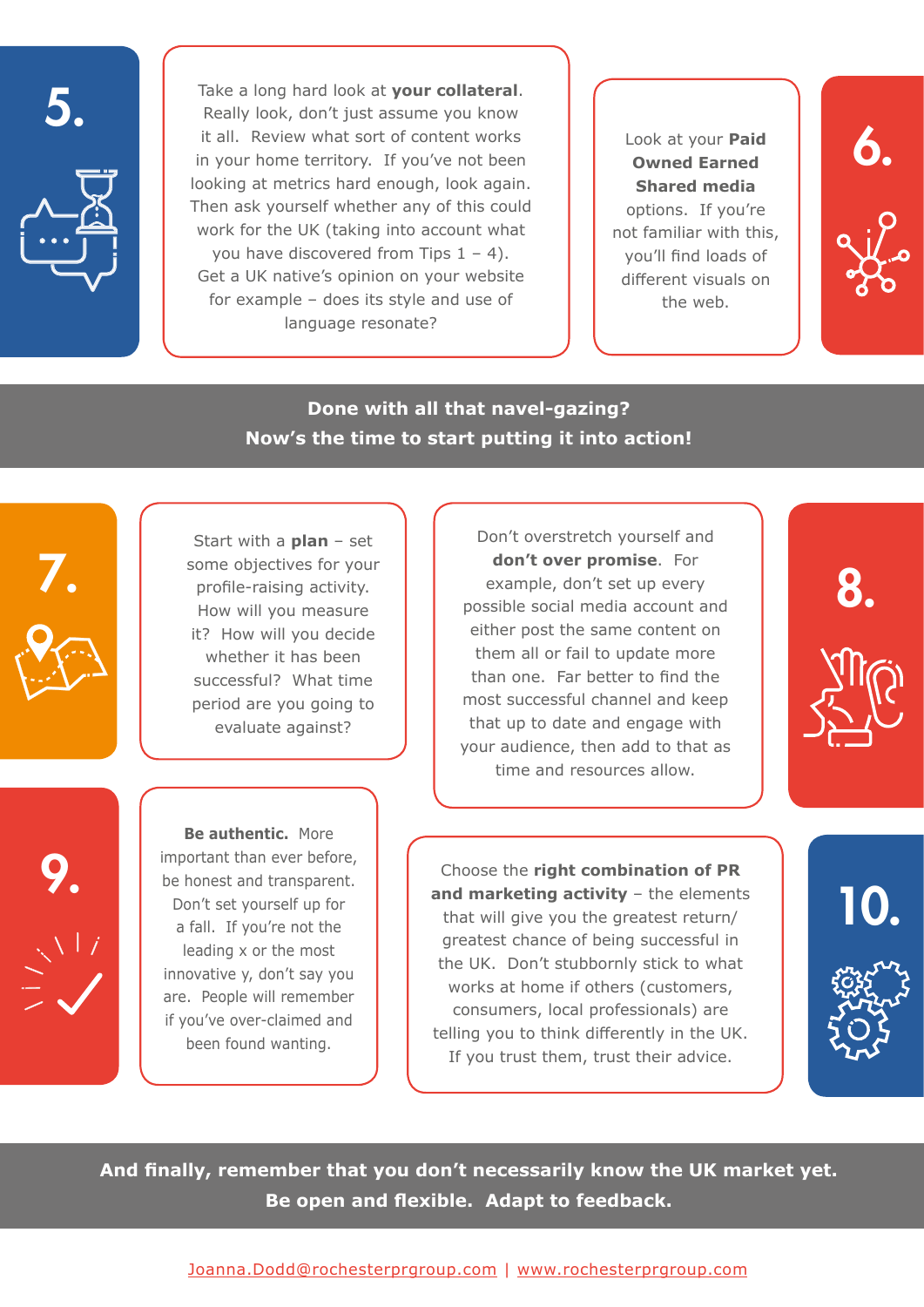## 5.

Take a long hard look at **your collateral**. Really look, don't just assume you know it all. Review what sort of content works in your home territory. If you've not been looking at metrics hard enough, look again. Then ask yourself whether any of this could work for the UK (taking into account what you have discovered from Tips 1 – 4). Get a UK native's opinion on your website for example – does its style and use of language resonate?

## 6.

Look at your **Paid Owned Earned Shared media** options. If you're not familiar with this, you'll find loads of different visuals on the web.

**Done with all that navel-gazing?**
**Now's the time to start putting it into action!**

## 7.

Start with a **plan** – set some objectives for your profile-raising activity. How will you measure it? How will you decide whether it has been successful? What time period are you going to evaluate against?

## 8.

Don't overstretch yourself and **don't over promise**. For example, don't set up every possible social media account and either post the same content on them all or fail to update more than one. Far better to find the most successful channel and keep that up to date and engage with your audience, then add to that as time and resources allow.

## 9.

**Be authentic.** More important than ever before, be honest and transparent. Don't set yourself up for a fall. If you're not the leading x or the most innovative y, don't say you are. People will remember if you've over-claimed and been found wanting.

## 10.

Choose the **right combination of PR and marketing activity** – the elements that will give you the greatest return/ greatest chance of being successful in the UK. Don't stubbornly stick to what works at home if others (customers, consumers, local professionals) are telling you to think differently in the UK. If you trust them, trust their advice.

**And finally, remember that you don't necessarily know the UK market yet.**
**Be open and flexible. Adapt to feedback.**

Joanna.Dodd@rochesterprgroup.com | www.rochesterprgroup.com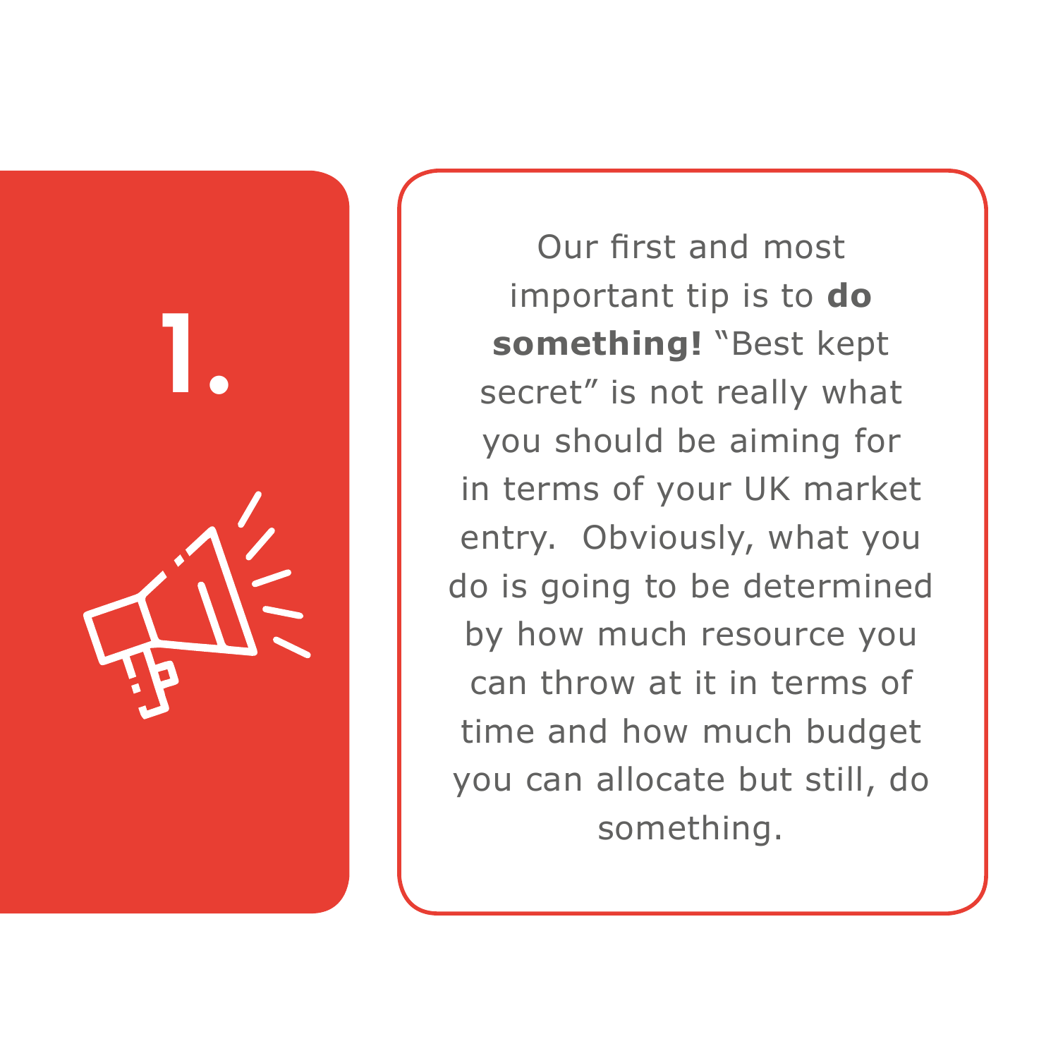# 1.

Our first and most important tip is to **do something!** “Best kept secret” is not really what you should be aiming for in terms of your UK market entry. Obviously, what you do is going to be determined by how much resource you can throw at it in terms of time and how much budget you can allocate but still, do something.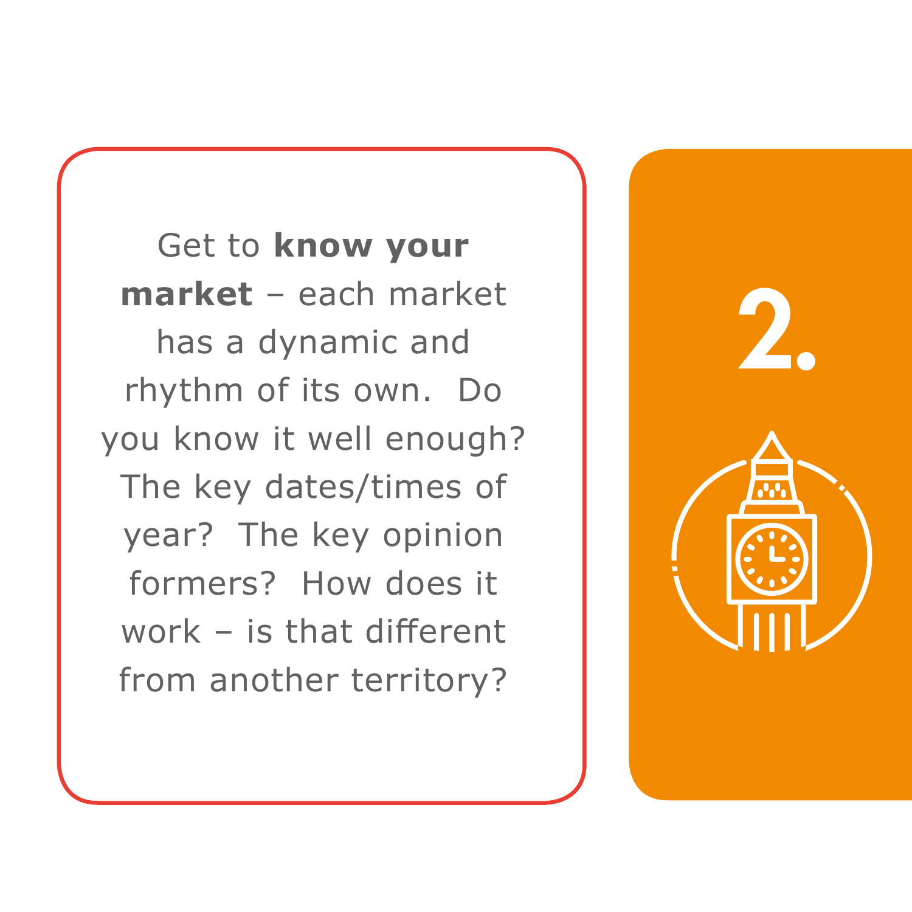**2.**

Get to **know your market** – each market has a dynamic and rhythm of its own. Do you know it well enough? The key dates/times of year? The key opinion formers? How does it work – is that different from another territory?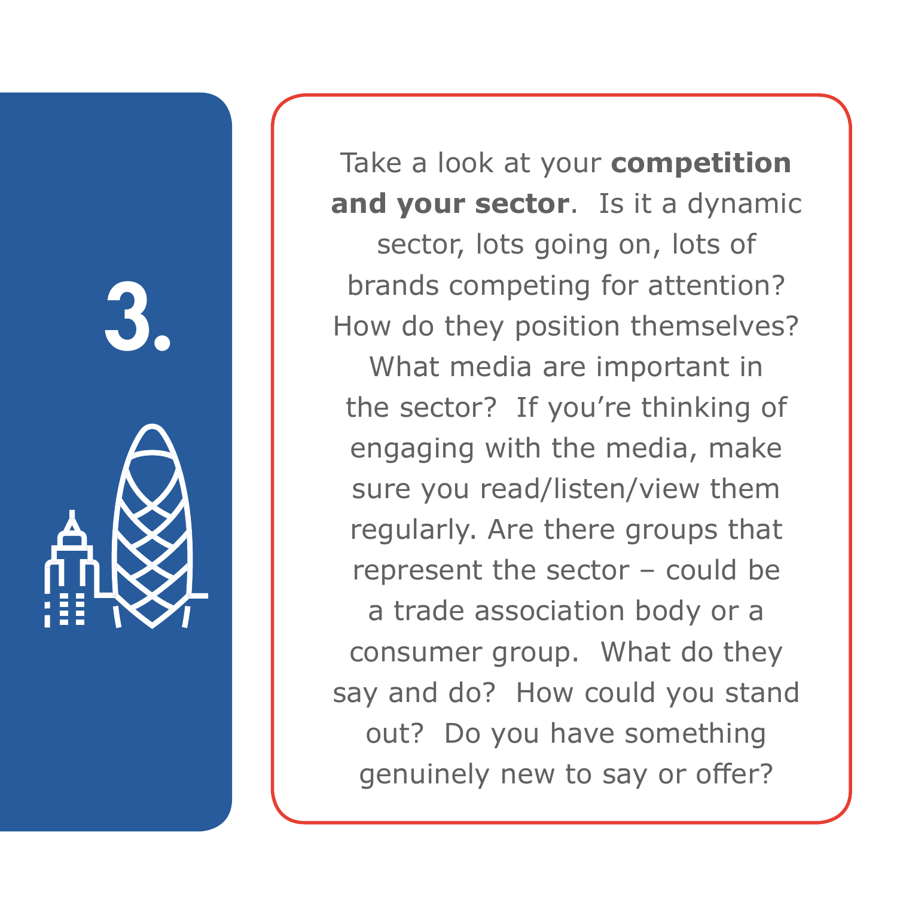# 3.

Take a look at your **competition and your sector**. Is it a dynamic sector, lots going on, lots of brands competing for attention? How do they position themselves? What media are important in the sector? If you're thinking of engaging with the media, make sure you read/listen/view them regularly. Are there groups that represent the sector – could be a trade association body or a consumer group. What do they say and do? How could you stand out? Do you have something genuinely new to say or offer?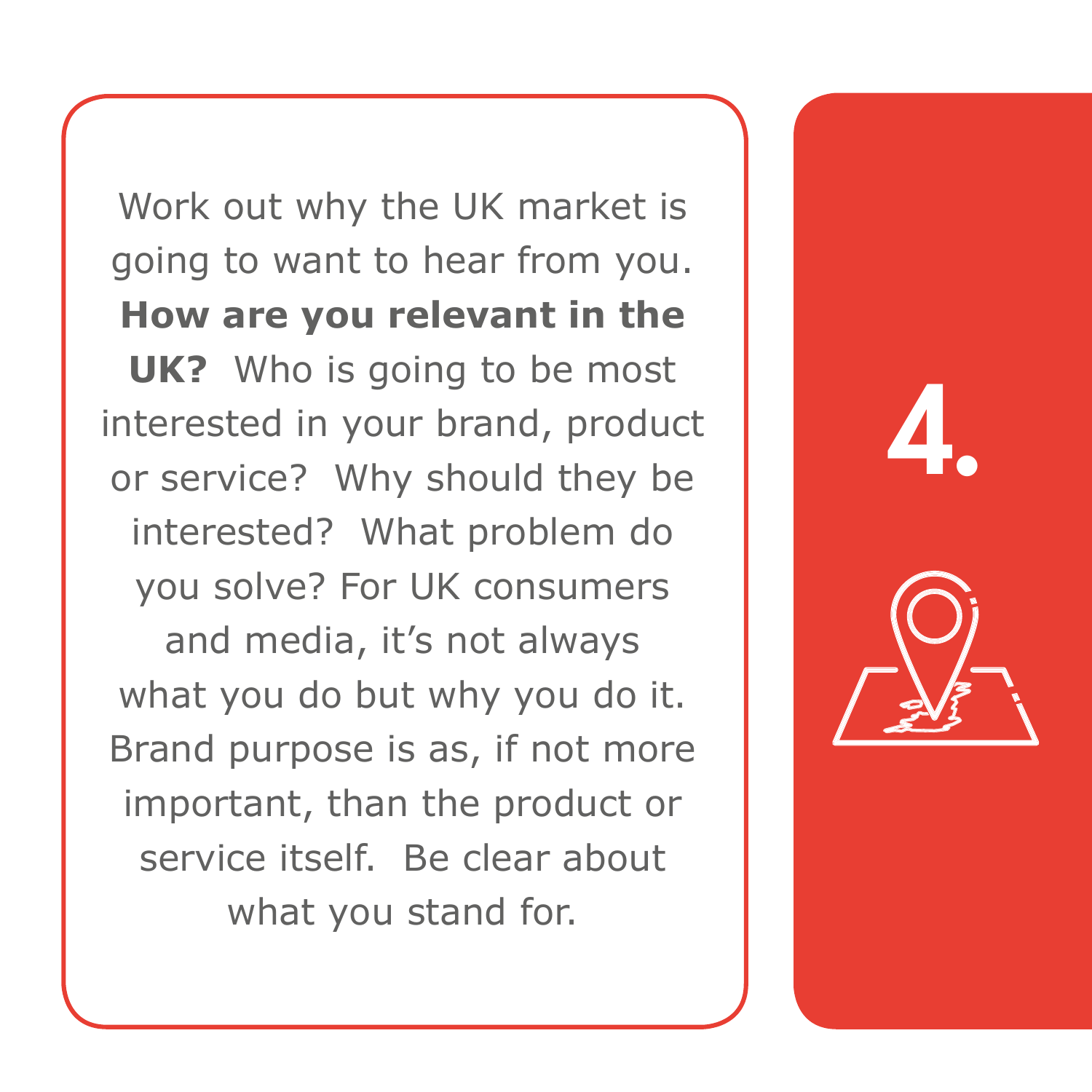**4.**

Work out why the UK market is going to want to hear from you. **How are you relevant in the UK?** Who is going to be most interested in your brand, product or service? Why should they be interested? What problem do you solve? For UK consumers and media, it's not always what you do but why you do it. Brand purpose is as, if not more important, than the product or service itself. Be clear about what you stand for.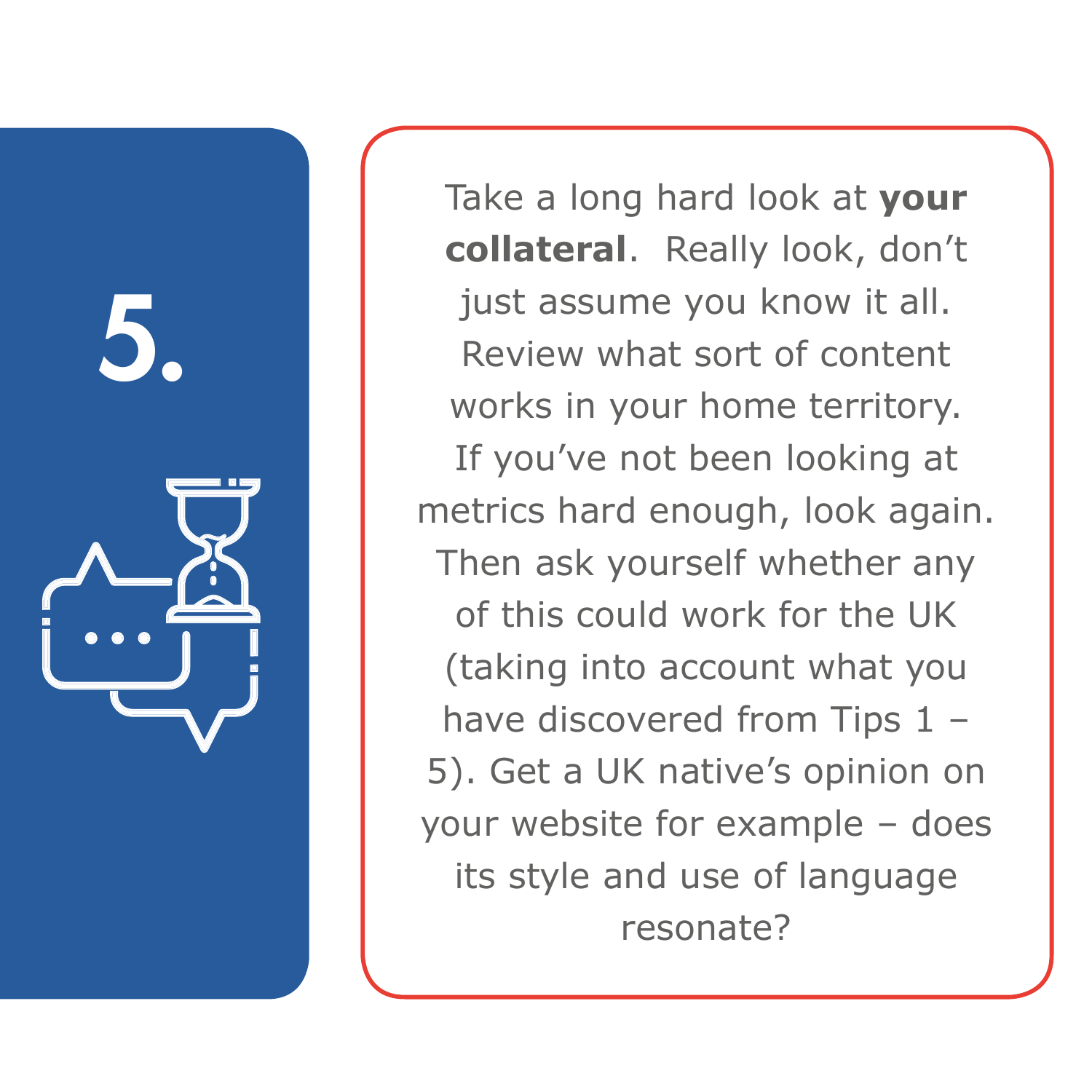# 5.

Take a long hard look at **your collateral**. Really look, don't just assume you know it all. Review what sort of content works in your home territory. If you've not been looking at metrics hard enough, look again. Then ask yourself whether any of this could work for the UK (taking into account what you have discovered from Tips 1 – 5). Get a UK native's opinion on your website for example – does its style and use of language resonate?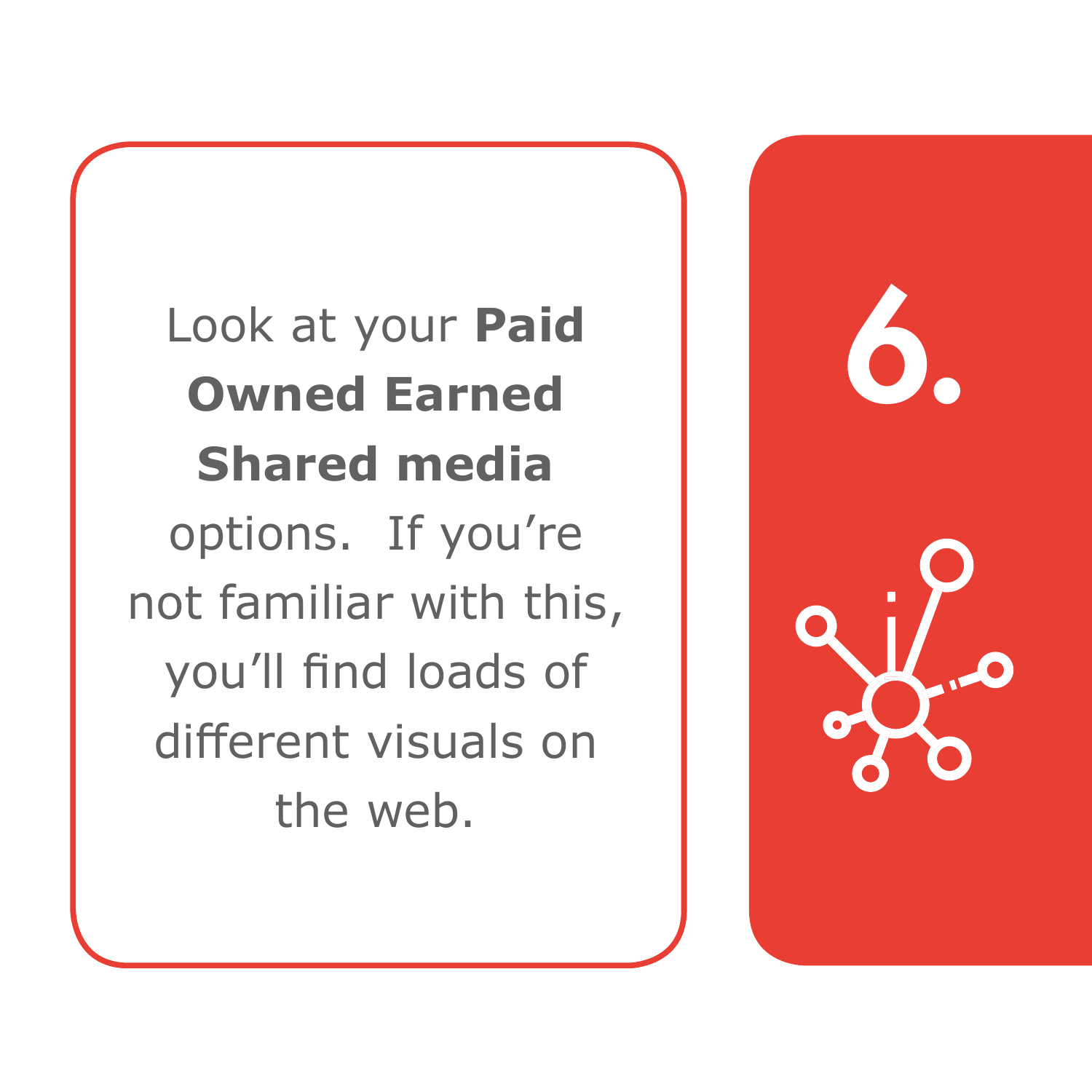6.

Look at your **Paid Owned Earned Shared media** options. If you're not familiar with this, you'll find loads of different visuals on the web.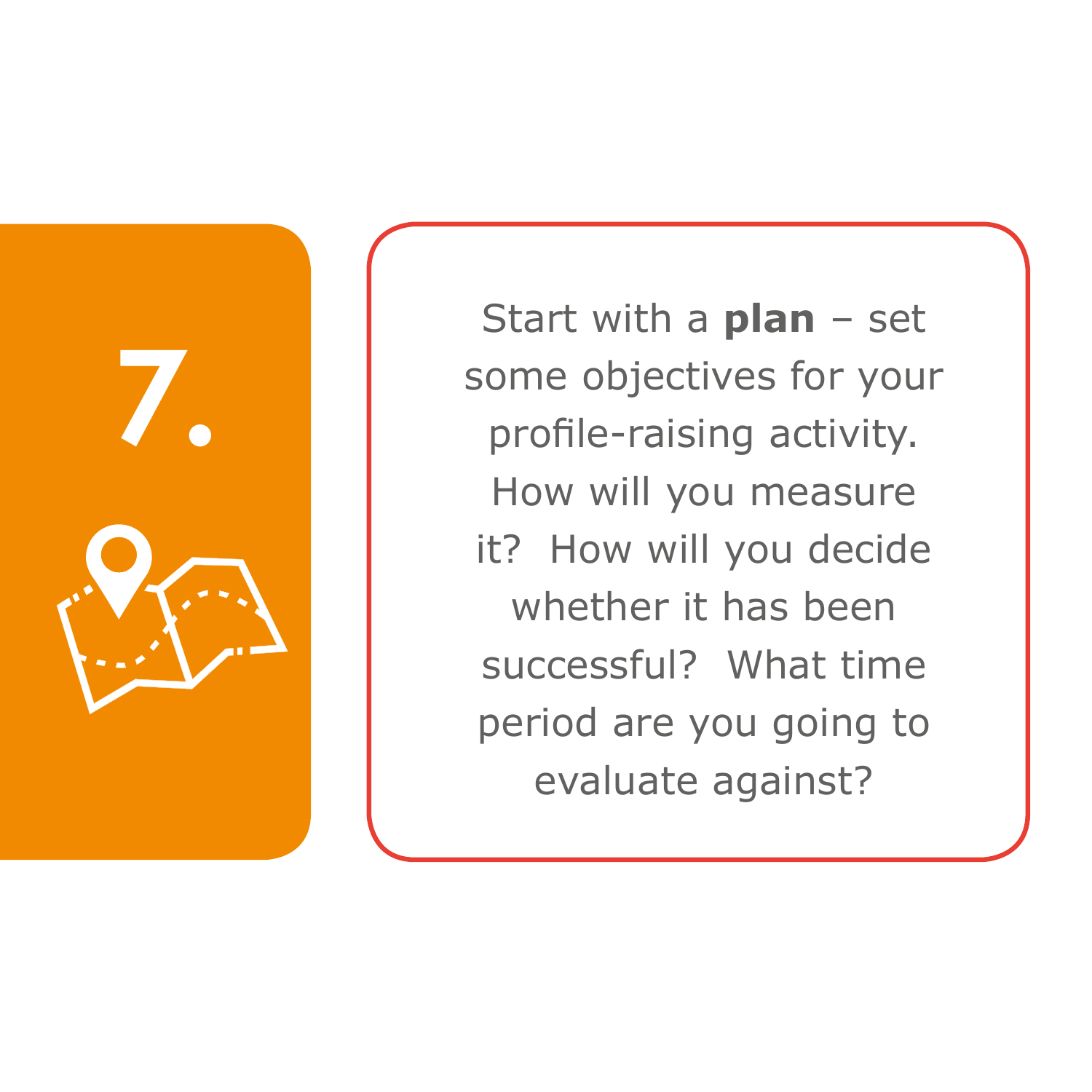7.

Start with a **plan** – set some objectives for your profile-raising activity. How will you measure it? How will you decide whether it has been successful? What time period are you going to evaluate against?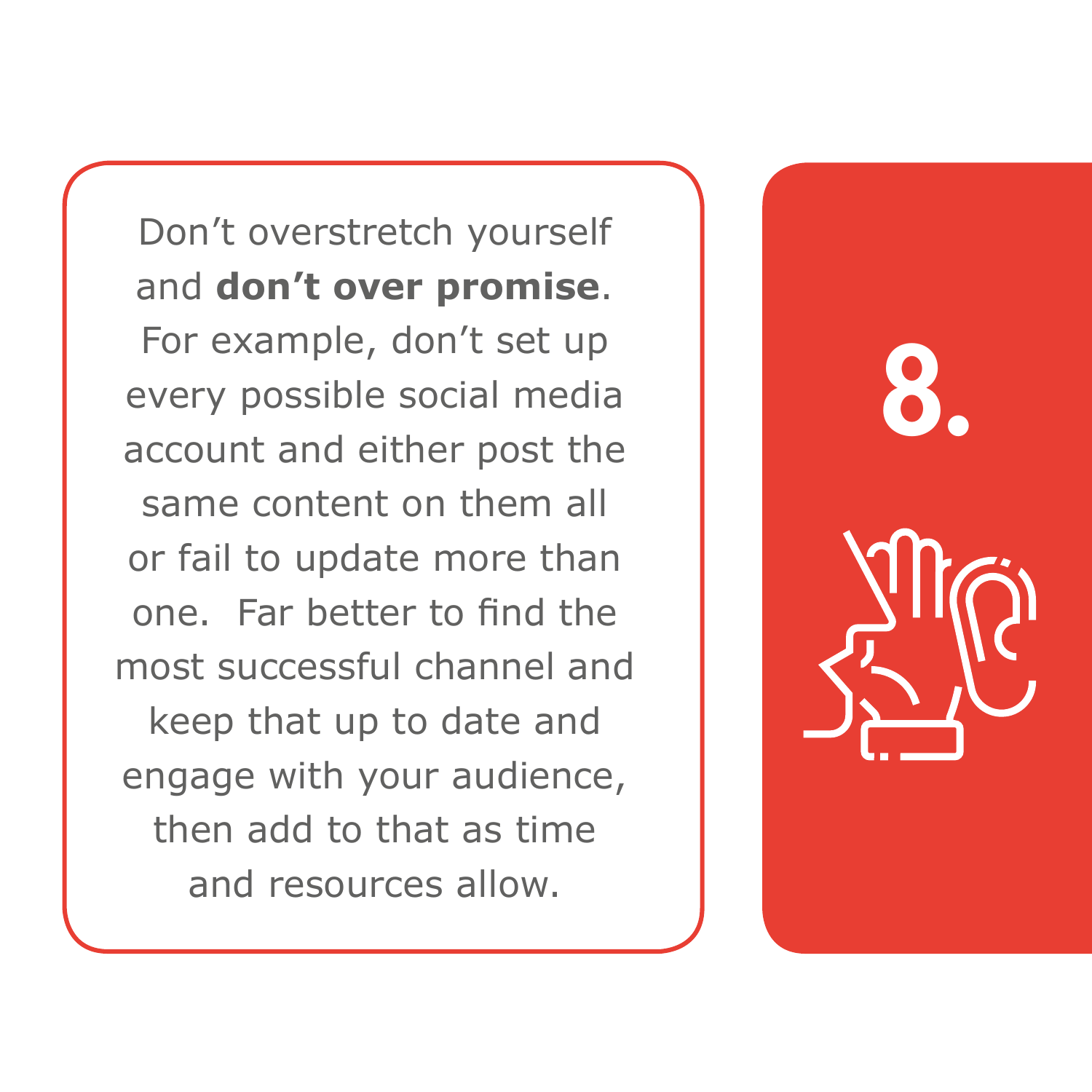# 8.

Don’t overstretch yourself and **don’t over promise**. For example, don’t set up every possible social media account and either post the same content on them all or fail to update more than one. Far better to find the most successful channel and keep that up to date and engage with your audience, then add to that as time and resources allow.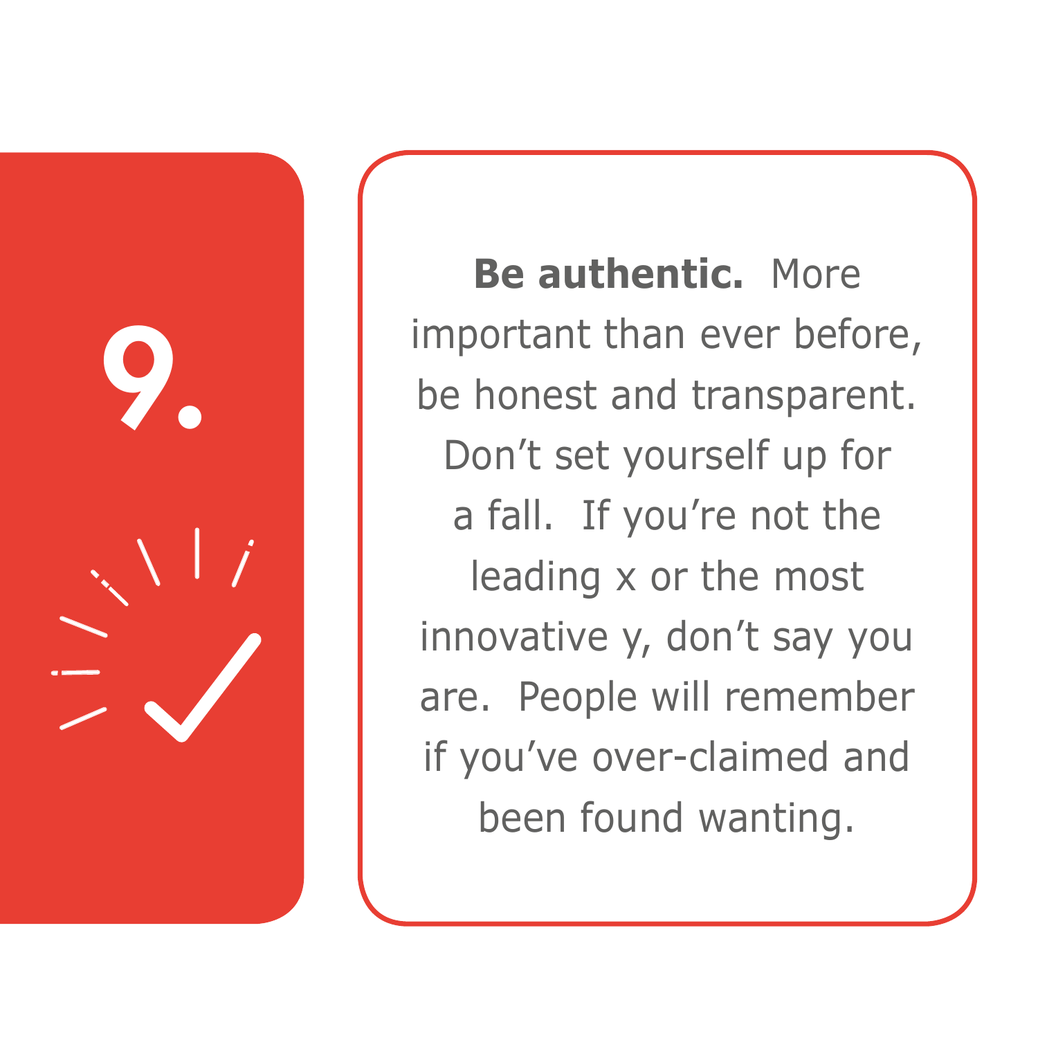# 9.

**Be authentic.** More important than ever before, be honest and transparent. Don't set yourself up for a fall. If you're not the leading x or the most innovative y, don't say you are. People will remember if you've over-claimed and been found wanting.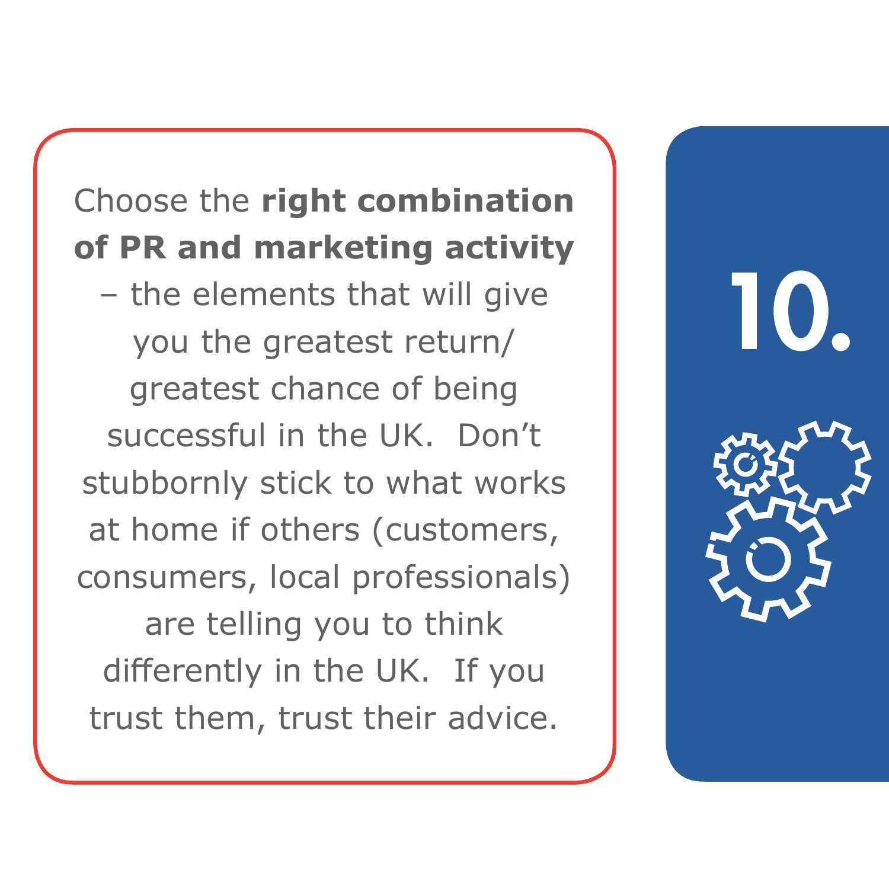## 10.

Choose the **right combination of PR and marketing activity** – the elements that will give you the greatest return/ greatest chance of being successful in the UK. Don't stubbornly stick to what works at home if others (customers, consumers, local professionals) are telling you to think differently in the UK. If you trust them, trust their advice.